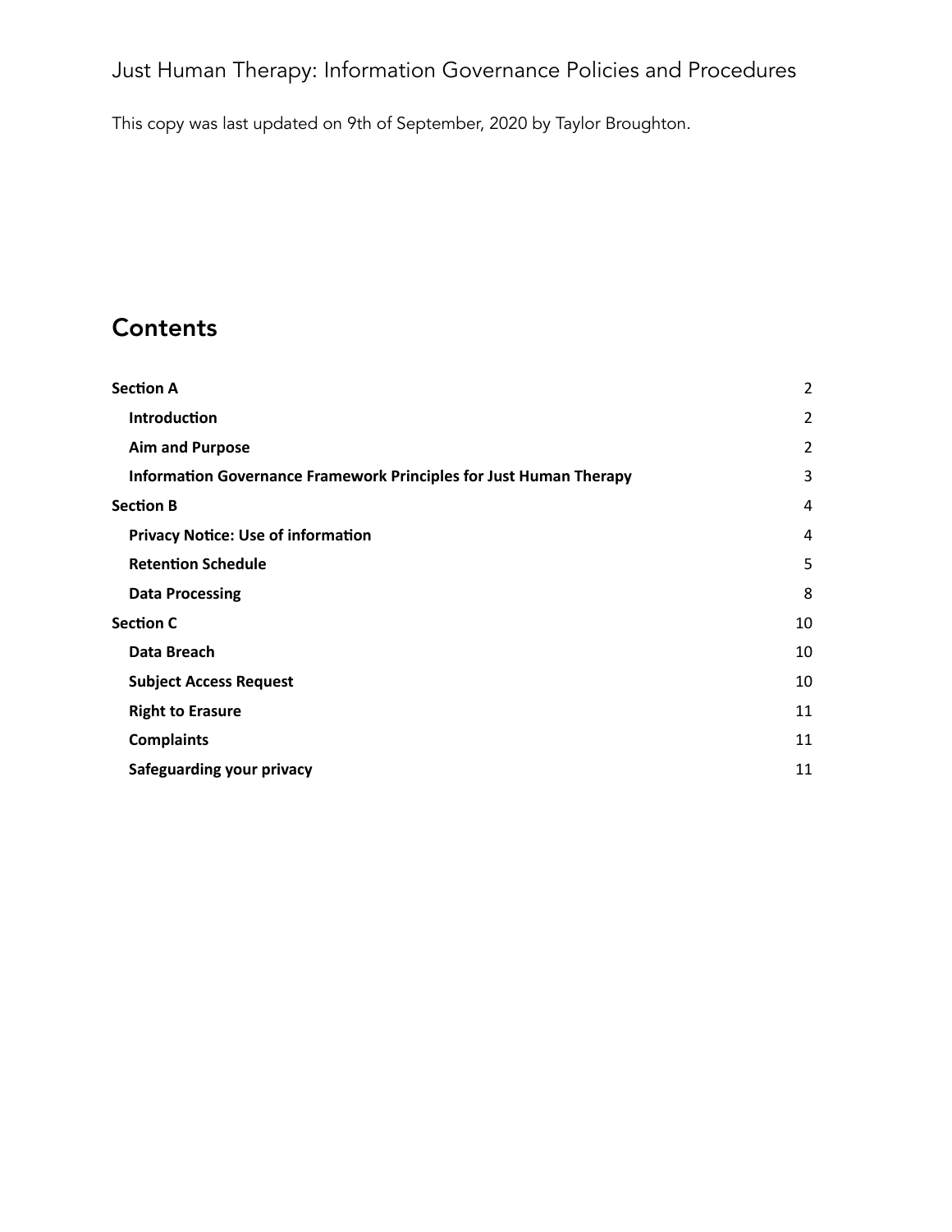# Just Human Therapy: Information Governance Policies and Procedures

This copy was last updated on 9th of September, 2020 by Taylor Broughton.

## Contents

| | |
|---|---|
| **Section A** | 2 |
| **Introduction** | 2 |
| **Aim and Purpose** | 2 |
| **Information Governance Framework Principles for Just Human Therapy** | 3 |
| **Section B** | 4 |
| **Privacy Notice: Use of information** | 4 |
| **Retention Schedule** | 5 |
| **Data Processing** | 8 |
| **Section C** | 10 |
| **Data Breach** | 10 |
| **Subject Access Request** | 10 |
| **Right to Erasure** | 11 |
| **Complaints** | 11 |
| **Safeguarding your privacy** | 11 |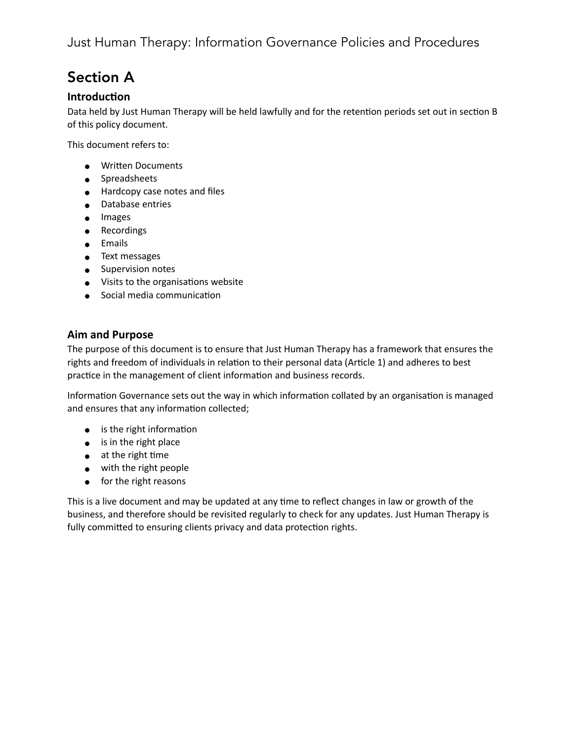# Section A

## Introduction

Data held by Just Human Therapy will be held lawfully and for the retention periods set out in section B of this policy document.

This document refers to:

- Written Documents
- Spreadsheets
- Hardcopy case notes and files
- Database entries
- Images
- Recordings
- Emails
- Text messages
- Supervision notes
- Visits to the organisations website
- Social media communication

## Aim and Purpose

The purpose of this document is to ensure that Just Human Therapy has a framework that ensures the rights and freedom of individuals in relation to their personal data (Article 1) and adheres to best practice in the management of client information and business records.

Information Governance sets out the way in which information collated by an organisation is managed and ensures that any information collected;

- is the right information
- is in the right place
- at the right time
- with the right people
- for the right reasons

This is a live document and may be updated at any time to reflect changes in law or growth of the business, and therefore should be revisited regularly to check for any updates. Just Human Therapy is fully committed to ensuring clients privacy and data protection rights.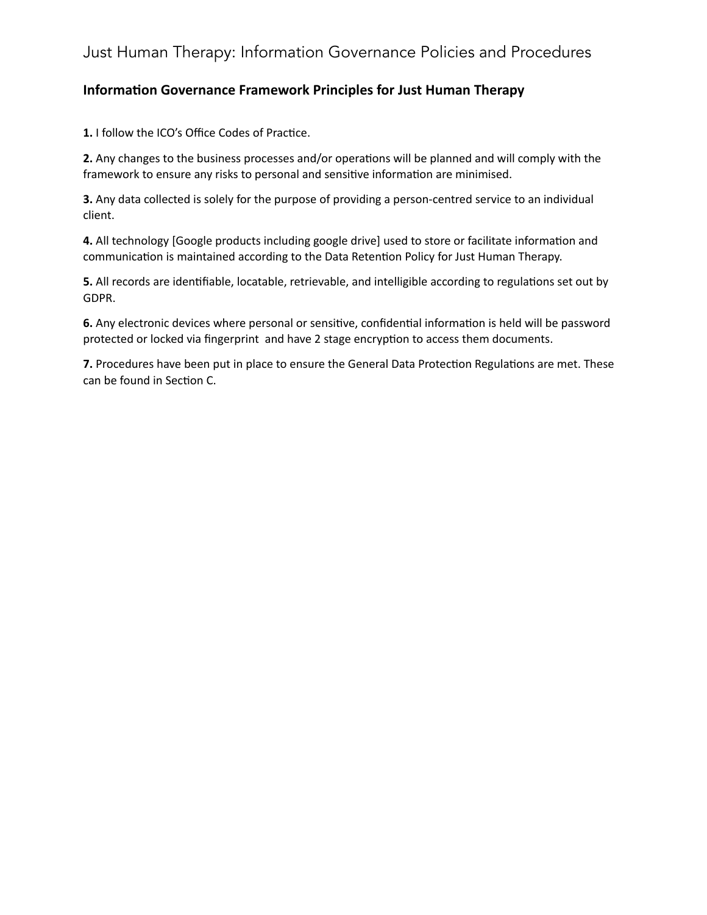# Just Human Therapy: Information Governance Policies and Procedures

## Information Governance Framework Principles for Just Human Therapy

**1.** I follow the ICO's Office Codes of Practice.

**2.** Any changes to the business processes and/or operations will be planned and will comply with the framework to ensure any risks to personal and sensitive information are minimised.

**3.** Any data collected is solely for the purpose of providing a person-centred service to an individual client.

**4.** All technology [Google products including google drive] used to store or facilitate information and communication is maintained according to the Data Retention Policy for Just Human Therapy.

**5.** All records are identifiable, locatable, retrievable, and intelligible according to regulations set out by GDPR.

**6.** Any electronic devices where personal or sensitive, confidential information is held will be password protected or locked via fingerprint and have 2 stage encryption to access them documents.

**7.** Procedures have been put in place to ensure the General Data Protection Regulations are met. These can be found in Section C.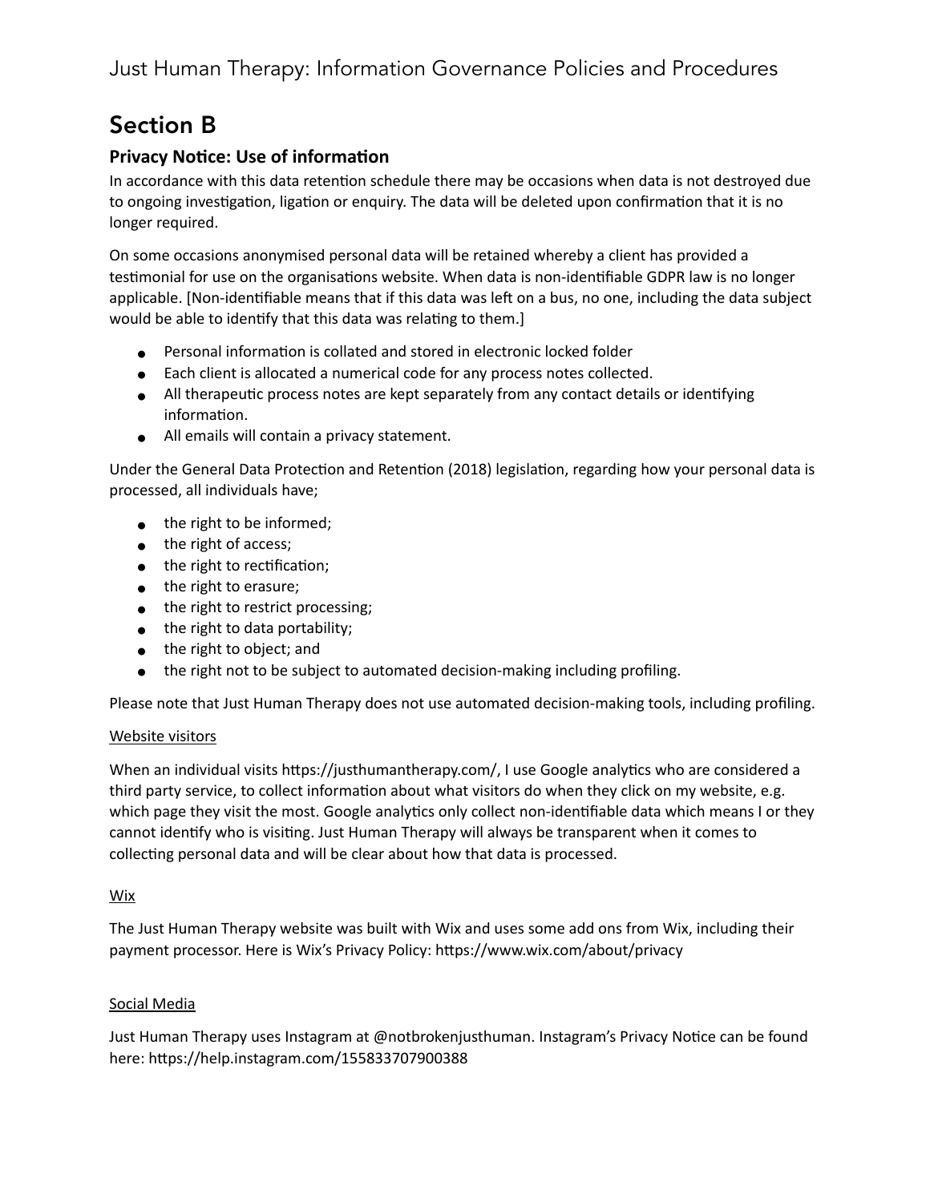## Section B

### Privacy Notice: Use of information

In accordance with this data retention schedule there may be occasions when data is not destroyed due to ongoing investigation, ligation or enquiry. The data will be deleted upon confirmation that it is no longer required.

On some occasions anonymised personal data will be retained whereby a client has provided a testimonial for use on the organisations website. When data is non-identifiable GDPR law is no longer applicable. [Non-identifiable means that if this data was left on a bus, no one, including the data subject would be able to identify that this data was relating to them.]

- Personal information is collated and stored in electronic locked folder
- Each client is allocated a numerical code for any process notes collected.
- All therapeutic process notes are kept separately from any contact details or identifying information.
- All emails will contain a privacy statement.

Under the General Data Protection and Retention (2018) legislation, regarding how your personal data is processed, all individuals have;

- the right to be informed;
- the right of access;
- the right to rectification;
- the right to erasure;
- the right to restrict processing;
- the right to data portability;
- the right to object; and
- the right not to be subject to automated decision-making including profiling.

Please note that Just Human Therapy does not use automated decision-making tools, including profiling.

<u>Website visitors</u>

When an individual visits https://justhumantherapy.com/, I use Google analytics who are considered a third party service, to collect information about what visitors do when they click on my website, e.g. which page they visit the most. Google analytics only collect non-identifiable data which means I or they cannot identify who is visiting. Just Human Therapy will always be transparent when it comes to collecting personal data and will be clear about how that data is processed.

<u>Wix</u>

The Just Human Therapy website was built with Wix and uses some add ons from Wix, including their payment processor. Here is Wix's Privacy Policy: https://www.wix.com/about/privacy

<u>Social Media</u>

Just Human Therapy uses Instagram at @notbrokenjusthuman. Instagram's Privacy Notice can be found here: https://help.instagram.com/155833707900388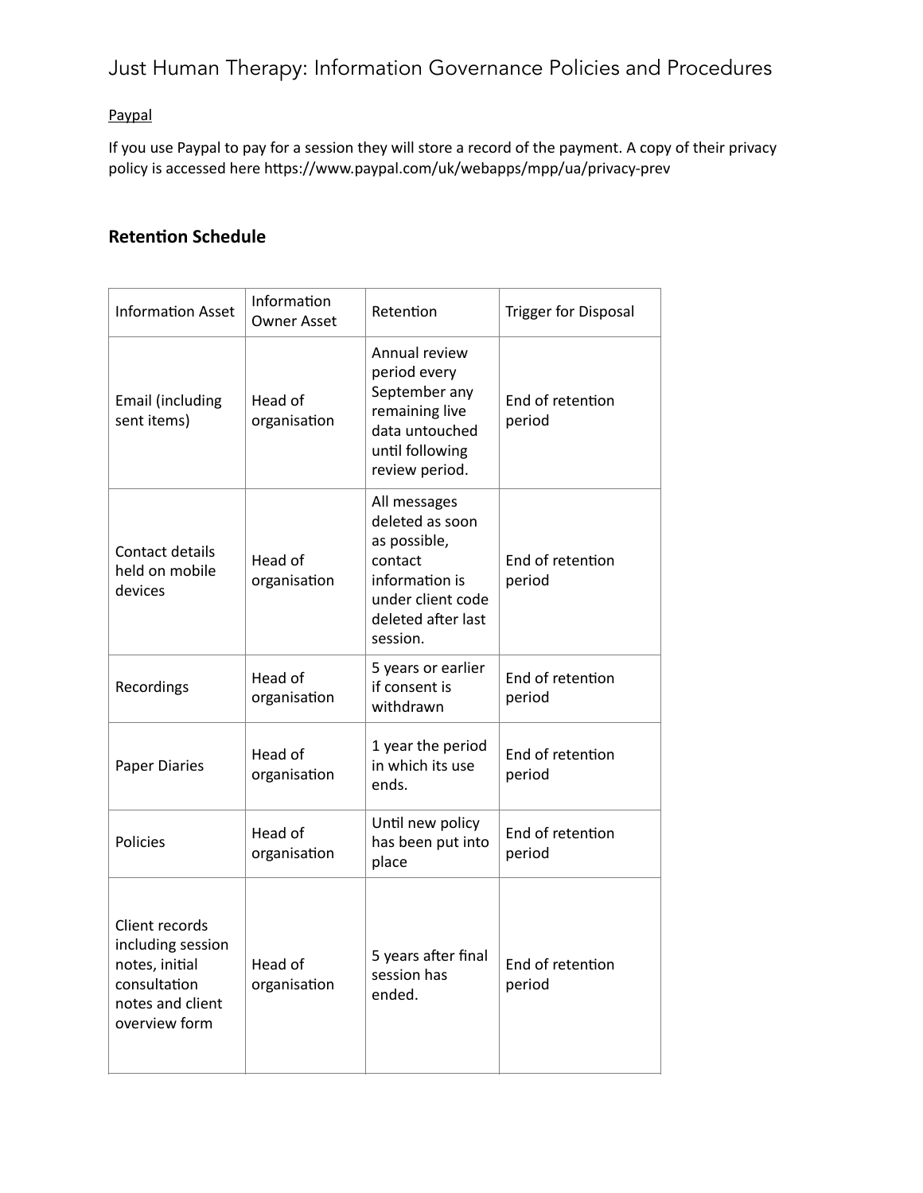Paypal

If you use Paypal to pay for a session they will store a record of the payment. A copy of their privacy policy is accessed here https://www.paypal.com/uk/webapps/mpp/ua/privacy-prev

## Retention Schedule

| Information Asset | Information Owner Asset | Retention | Trigger for Disposal |
|---|---|---|---|
| Email (including sent items) | Head of organisation | Annual review period every September any remaining live data untouched until following review period. | End of retention period |
| Contact details held on mobile devices | Head of organisation | All messages deleted as soon as possible, contact information is under client code deleted after last session. | End of retention period |
| Recordings | Head of organisation | 5 years or earlier if consent is withdrawn | End of retention period |
| Paper Diaries | Head of organisation | 1 year the period in which its use ends. | End of retention period |
| Policies | Head of organisation | Until new policy has been put into place | End of retention period |
| Client records including session notes, initial consultation notes and client overview form | Head of organisation | 5 years after final session has ended. | End of retention period |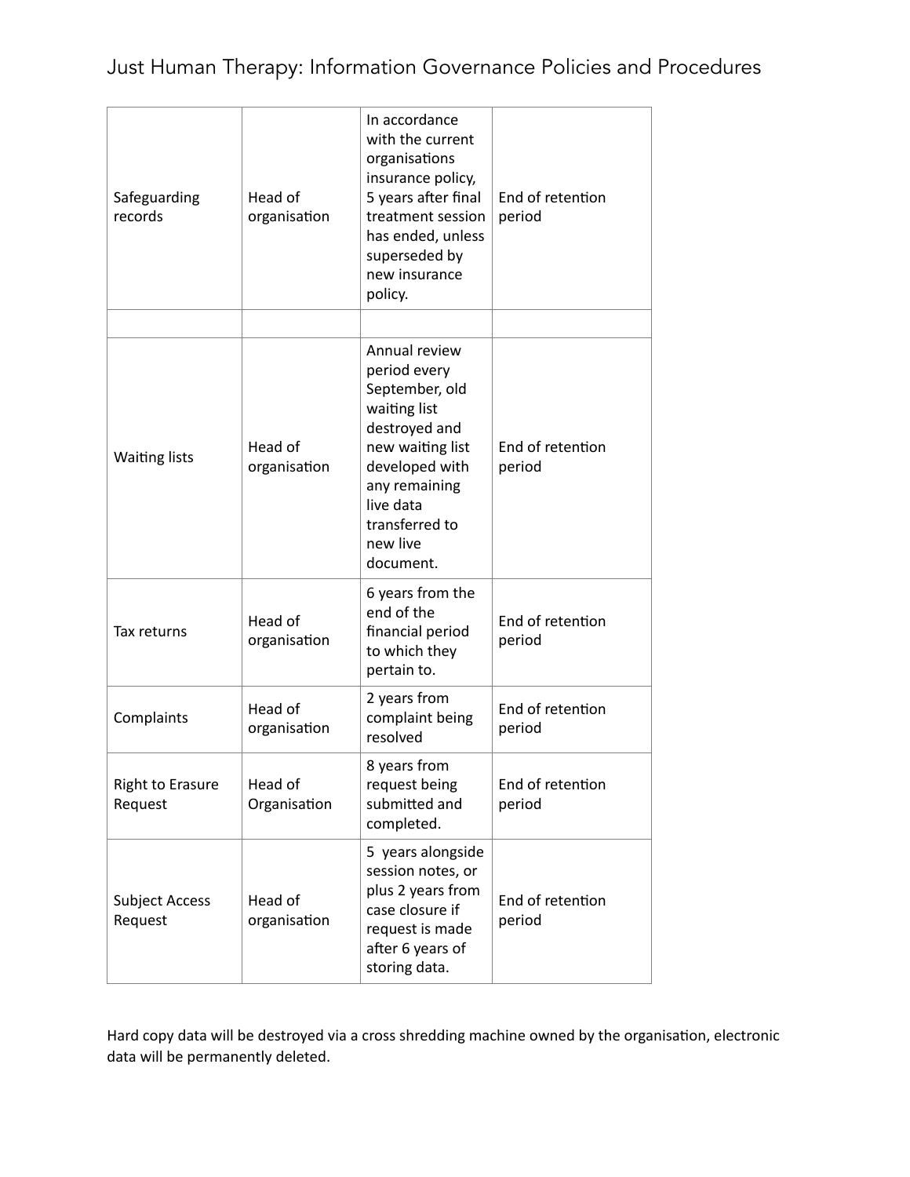| | | | |
|---|---|---|---|
| Safeguarding records | Head of organisation | In accordance with the current organisations insurance policy, 5 years after final treatment session has ended, unless superseded by new insurance policy. | End of retention period |
| | | | |
| Waiting lists | Head of organisation | Annual review period every September, old waiting list destroyed and new waiting list developed with any remaining live data transferred to new live document. | End of retention period |
| Tax returns | Head of organisation | 6 years from the end of the financial period to which they pertain to. | End of retention period |
| Complaints | Head of organisation | 2 years from complaint being resolved | End of retention period |
| Right to Erasure Request | Head of Organisation | 8 years from request being submitted and completed. | End of retention period |
| Subject Access Request | Head of organisation | 5 years alongside session notes, or plus 2 years from case closure if request is made after 6 years of storing data. | End of retention period |

Hard copy data will be destroyed via a cross shredding machine owned by the organisation, electronic data will be permanently deleted.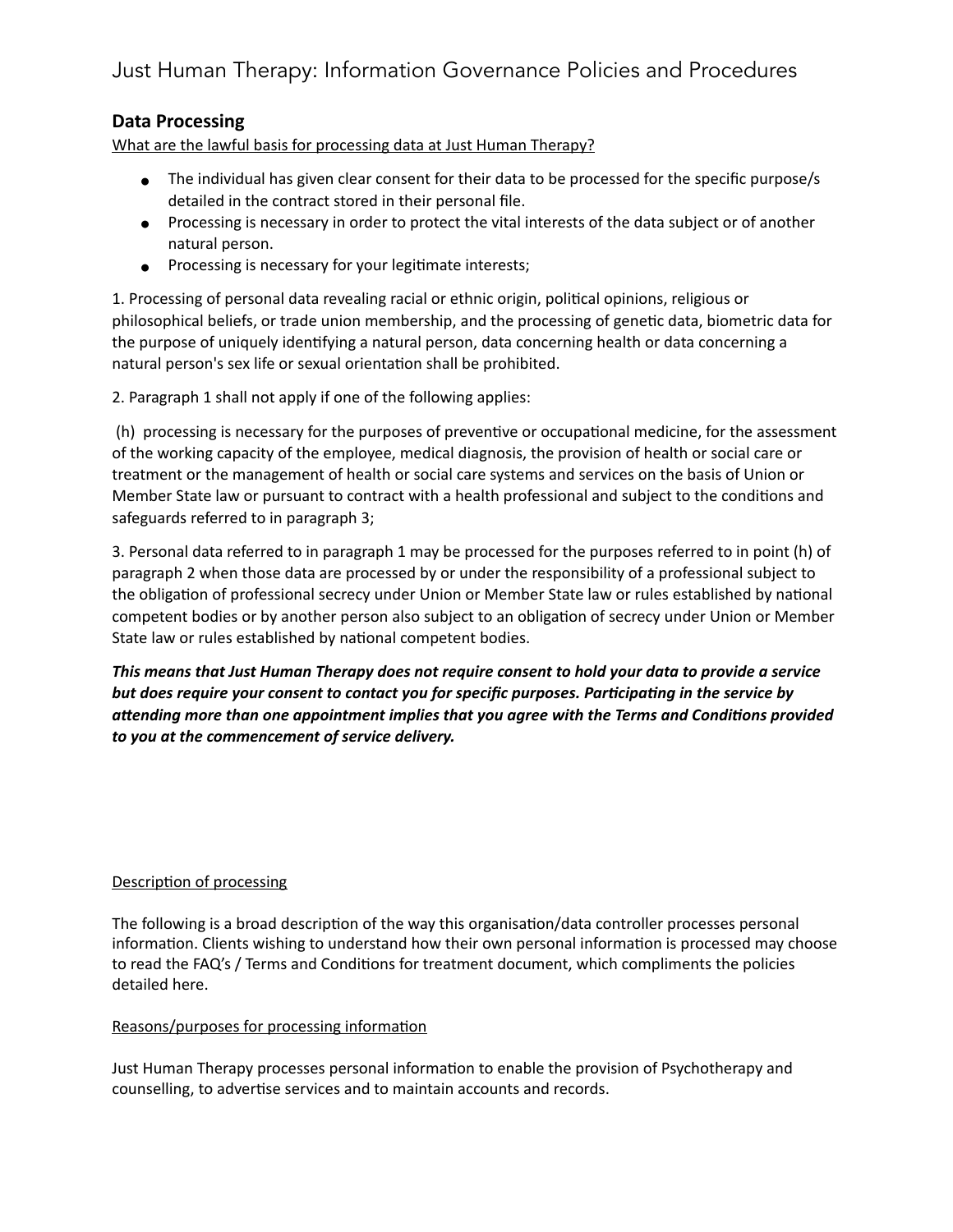# Just Human Therapy: Information Governance Policies and Procedures

## Data Processing

<u>What are the lawful basis for processing data at Just Human Therapy?</u>

- The individual has given clear consent for their data to be processed for the specific purpose/s detailed in the contract stored in their personal file.
- Processing is necessary in order to protect the vital interests of the data subject or of another natural person.
- Processing is necessary for your legitimate interests;

1. Processing of personal data revealing racial or ethnic origin, political opinions, religious or philosophical beliefs, or trade union membership, and the processing of genetic data, biometric data for the purpose of uniquely identifying a natural person, data concerning health or data concerning a natural person's sex life or sexual orientation shall be prohibited.

2. Paragraph 1 shall not apply if one of the following applies:

(h) processing is necessary for the purposes of preventive or occupational medicine, for the assessment of the working capacity of the employee, medical diagnosis, the provision of health or social care or treatment or the management of health or social care systems and services on the basis of Union or Member State law or pursuant to contract with a health professional and subject to the conditions and safeguards referred to in paragraph 3;

3. Personal data referred to in paragraph 1 may be processed for the purposes referred to in point (h) of paragraph 2 when those data are processed by or under the responsibility of a professional subject to the obligation of professional secrecy under Union or Member State law or rules established by national competent bodies or by another person also subject to an obligation of secrecy under Union or Member State law or rules established by national competent bodies.

***This means that Just Human Therapy does not require consent to hold your data to provide a service but does require your consent to contact you for specific purposes. Participating in the service by attending more than one appointment implies that you agree with the Terms and Conditions provided to you at the commencement of service delivery.***

<u>Description of processing</u>

The following is a broad description of the way this organisation/data controller processes personal information. Clients wishing to understand how their own personal information is processed may choose to read the FAQ's / Terms and Conditions for treatment document, which compliments the policies detailed here.

<u>Reasons/purposes for processing information</u>

Just Human Therapy processes personal information to enable the provision of Psychotherapy and counselling, to advertise services and to maintain accounts and records.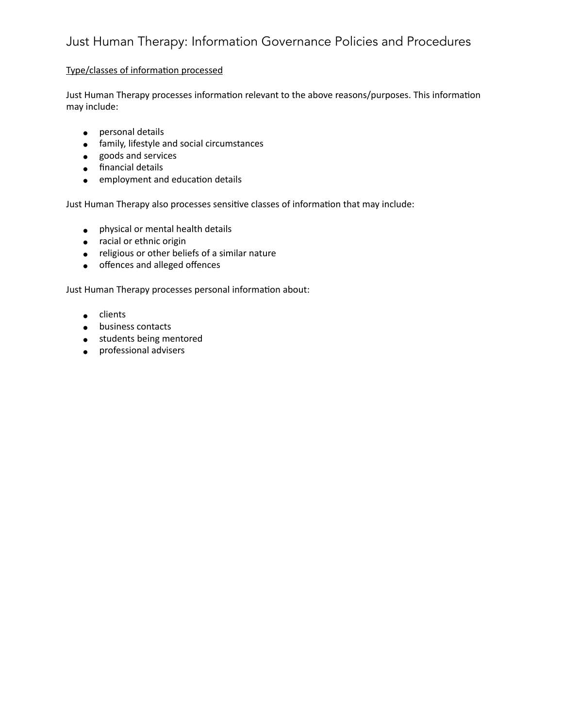# Just Human Therapy: Information Governance Policies and Procedures

<u>Type/classes of information processed</u>

Just Human Therapy processes information relevant to the above reasons/purposes. This information may include:

- personal details
- family, lifestyle and social circumstances
- goods and services
- financial details
- employment and education details

Just Human Therapy also processes sensitive classes of information that may include:

- physical or mental health details
- racial or ethnic origin
- religious or other beliefs of a similar nature
- offences and alleged offences

Just Human Therapy processes personal information about:

- clients
- business contacts
- students being mentored
- professional advisers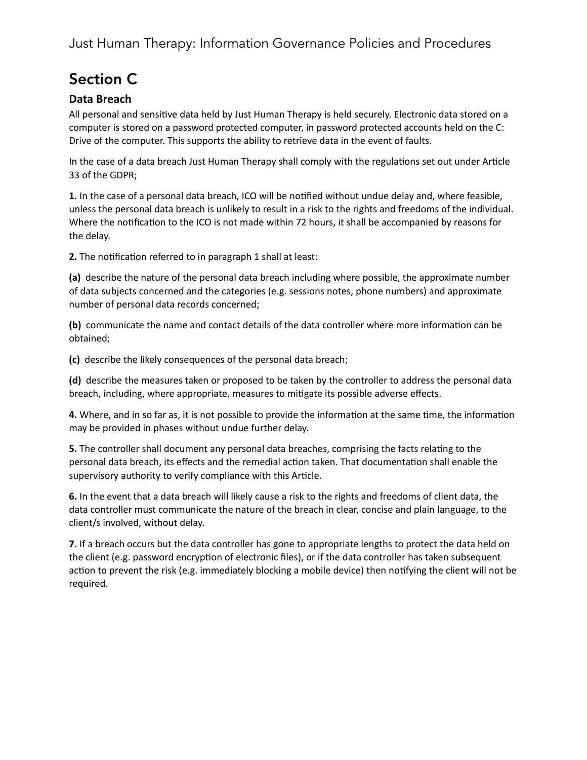## Section C

### Data Breach

All personal and sensitive data held by Just Human Therapy is held securely. Electronic data stored on a computer is stored on a password protected computer, in password protected accounts held on the C: Drive of the computer. This supports the ability to retrieve data in the event of faults.

In the case of a data breach Just Human Therapy shall comply with the regulations set out under Article 33 of the GDPR;

**1.** In the case of a personal data breach, ICO will be notified without undue delay and, where feasible, unless the personal data breach is unlikely to result in a risk to the rights and freedoms of the individual. Where the notification to the ICO is not made within 72 hours, it shall be accompanied by reasons for the delay.

**2.** The notification referred to in paragraph 1 shall at least:

**(a)** describe the nature of the personal data breach including where possible, the approximate number of data subjects concerned and the categories (e.g. sessions notes, phone numbers) and approximate number of personal data records concerned;

**(b)** communicate the name and contact details of the data controller where more information can be obtained;

**(c)** describe the likely consequences of the personal data breach;

**(d)** describe the measures taken or proposed to be taken by the controller to address the personal data breach, including, where appropriate, measures to mitigate its possible adverse effects.

**4.** Where, and in so far as, it is not possible to provide the information at the same time, the information may be provided in phases without undue further delay.

**5.** The controller shall document any personal data breaches, comprising the facts relating to the personal data breach, its effects and the remedial action taken. That documentation shall enable the supervisory authority to verify compliance with this Article.

**6.** In the event that a data breach will likely cause a risk to the rights and freedoms of client data, the data controller must communicate the nature of the breach in clear, concise and plain language, to the client/s involved, without delay.

**7.** If a breach occurs but the data controller has gone to appropriate lengths to protect the data held on the client (e.g. password encryption of electronic files), or if the data controller has taken subsequent action to prevent the risk (e.g. immediately blocking a mobile device) then notifying the client will not be required.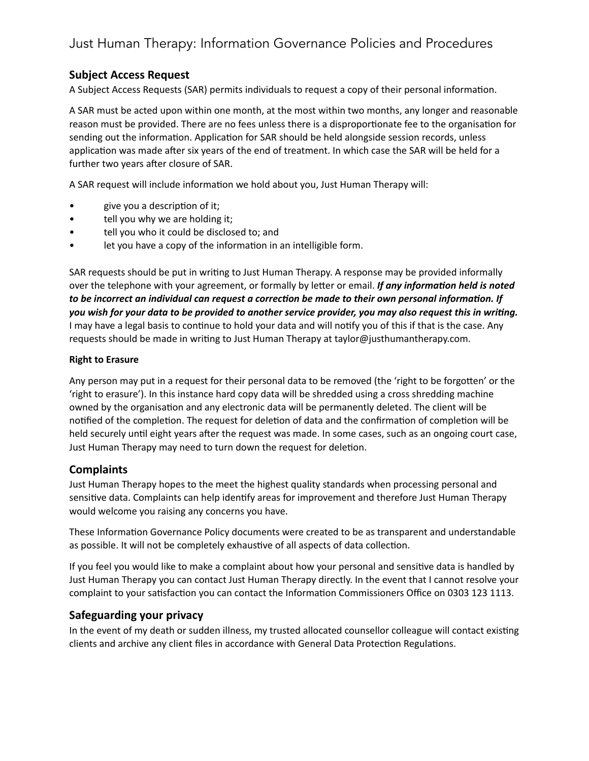## Subject Access Request

A Subject Access Requests (SAR) permits individuals to request a copy of their personal information.

A SAR must be acted upon within one month, at the most within two months, any longer and reasonable reason must be provided. There are no fees unless there is a disproportionate fee to the organisation for sending out the information. Application for SAR should be held alongside session records, unless application was made after six years of the end of treatment. In which case the SAR will be held for a further two years after closure of SAR.

A SAR request will include information we hold about you, Just Human Therapy will:

- give you a description of it;
- tell you why we are holding it;
- tell you who it could be disclosed to; and
- let you have a copy of the information in an intelligible form.

SAR requests should be put in writing to Just Human Therapy. A response may be provided informally over the telephone with your agreement, or formally by letter or email. ***If any information held is noted to be incorrect an individual can request a correction be made to their own personal information. If you wish for your data to be provided to another service provider, you may also request this in writing.*** I may have a legal basis to continue to hold your data and will notify you of this if that is the case. Any requests should be made in writing to Just Human Therapy at taylor@justhumantherapy.com.

### Right to Erasure

Any person may put in a request for their personal data to be removed (the 'right to be forgotten' or the 'right to erasure'). In this instance hard copy data will be shredded using a cross shredding machine owned by the organisation and any electronic data will be permanently deleted. The client will be notified of the completion. The request for deletion of data and the confirmation of completion will be held securely until eight years after the request was made. In some cases, such as an ongoing court case, Just Human Therapy may need to turn down the request for deletion.

## Complaints

Just Human Therapy hopes to the meet the highest quality standards when processing personal and sensitive data. Complaints can help identify areas for improvement and therefore Just Human Therapy would welcome you raising any concerns you have.

These Information Governance Policy documents were created to be as transparent and understandable as possible. It will not be completely exhaustive of all aspects of data collection.

If you feel you would like to make a complaint about how your personal and sensitive data is handled by Just Human Therapy you can contact Just Human Therapy directly. In the event that I cannot resolve your complaint to your satisfaction you can contact the Information Commissioners Office on 0303 123 1113.

## Safeguarding your privacy

In the event of my death or sudden illness, my trusted allocated counsellor colleague will contact existing clients and archive any client files in accordance with General Data Protection Regulations.